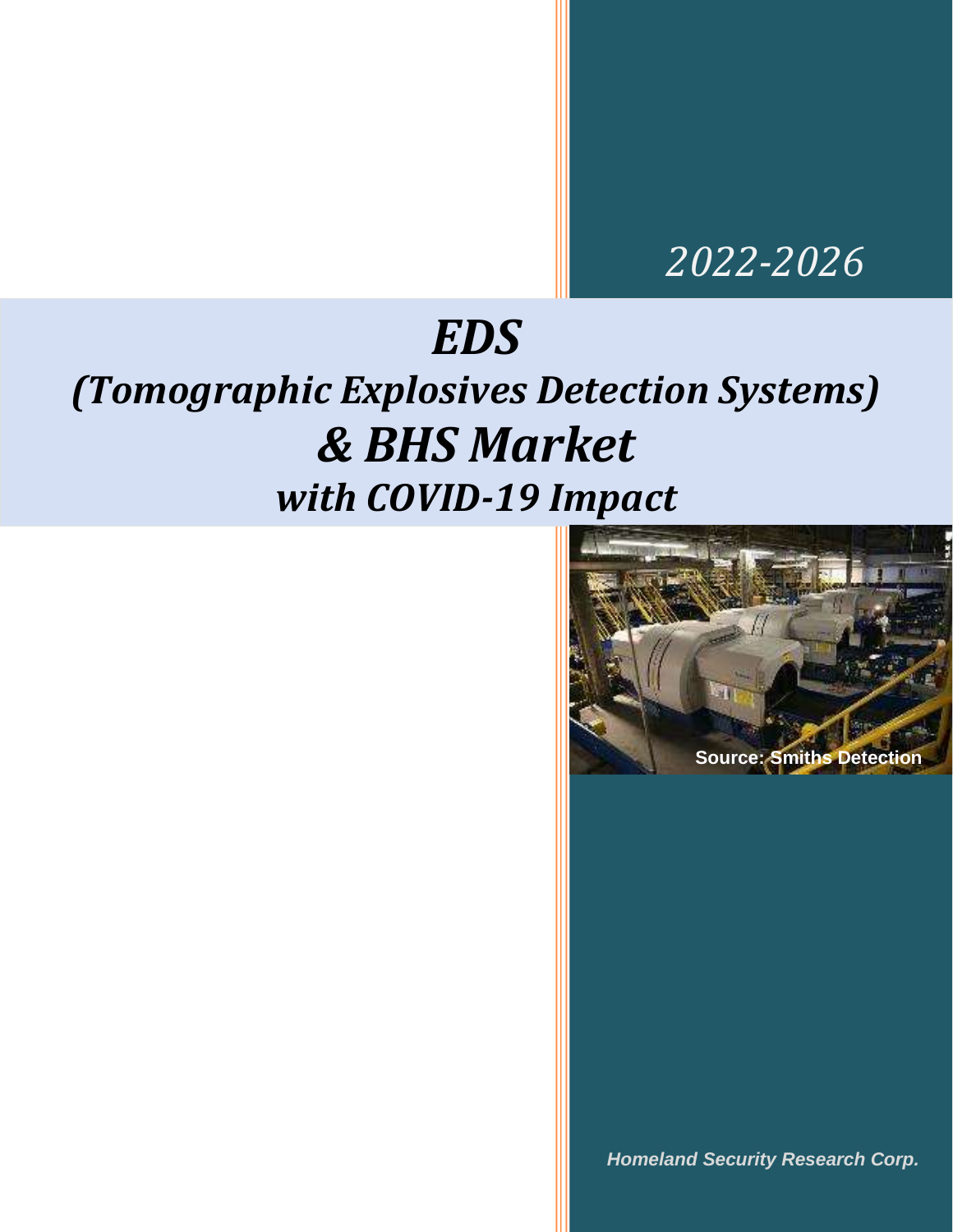*2022-2026*

# *EDS*
# *(Tomographic Explosives Detection Systems)*
# *& BHS Market*
## *with COVID-19 Impact*

**Source: Smiths Detection**

***Homeland Security Research Corp.***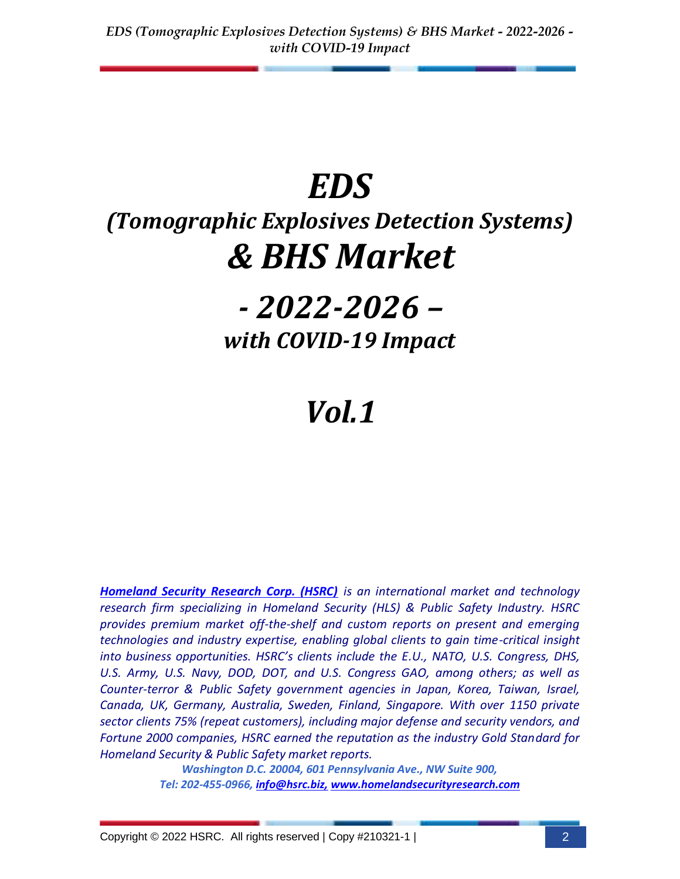# *EDS*

## *(Tomographic Explosives Detection Systems)*

# *& BHS Market*

# *- 2022-2026 –*

## *with COVID-19 Impact*

# *Vol.1*

*[**Homeland Security Research Corp. (HSRC)**](https://www.homelandsecurityresearch.com) is an international market and technology research firm specializing in Homeland Security (HLS) & Public Safety Industry. HSRC provides premium market off-the-shelf and custom reports on present and emerging technologies and industry expertise, enabling global clients to gain time-critical insight into business opportunities. HSRC's clients include the E.U., NATO, U.S. Congress, DHS, U.S. Army, U.S. Navy, DOD, DOT, and U.S. Congress GAO, among others; as well as Counter-terror & Public Safety government agencies in Japan, Korea, Taiwan, Israel, Canada, UK, Germany, Australia, Sweden, Finland, Singapore. With over 1150 private sector clients 75% (repeat customers), including major defense and security vendors, and Fortune 2000 companies, HSRC earned the reputation as the industry Gold Standard for Homeland Security & Public Safety market reports.*

***Washington D.C. 20004, 601 Pennsylvania Ave., NW Suite 900,***
***Tel: 202-455-0966, [info@hsrc.biz,](mailto:info@hsrc.biz) [www.homelandsecurityresearch.com](https://www.homelandsecurityresearch.com)***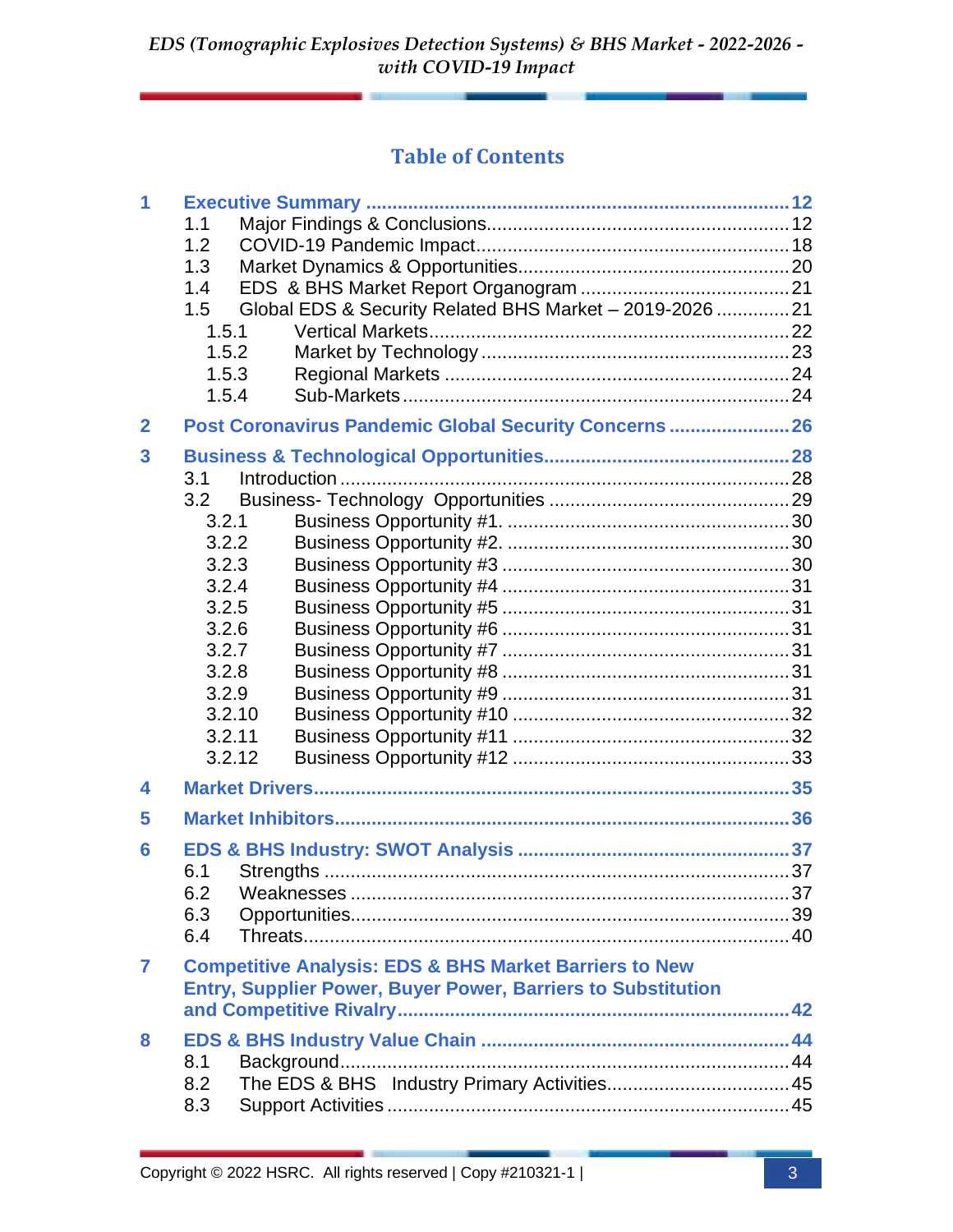## Table of Contents

- **1 Executive Summary ..... 12**
  - 1.1 Major Findings & Conclusions ..... 12
  - 1.2 COVID-19 Pandemic Impact ..... 18
  - 1.3 Market Dynamics & Opportunities ..... 20
  - 1.4 EDS & BHS Market Report Organogram ..... 21
  - 1.5 Global EDS & Security Related BHS Market – 2019-2026 ..... 21
    - 1.5.1 Vertical Markets ..... 22
    - 1.5.2 Market by Technology ..... 23
    - 1.5.3 Regional Markets ..... 24
    - 1.5.4 Sub-Markets ..... 24
- **2 Post Coronavirus Pandemic Global Security Concerns ..... 26**
- **3 Business & Technological Opportunities ..... 28**
  - 3.1 Introduction ..... 28
  - 3.2 Business- Technology Opportunities ..... 29
    - 3.2.1 Business Opportunity #1. ..... 30
    - 3.2.2 Business Opportunity #2. ..... 30
    - 3.2.3 Business Opportunity #3 ..... 30
    - 3.2.4 Business Opportunity #4 ..... 31
    - 3.2.5 Business Opportunity #5 ..... 31
    - 3.2.6 Business Opportunity #6 ..... 31
    - 3.2.7 Business Opportunity #7 ..... 31
    - 3.2.8 Business Opportunity #8 ..... 31
    - 3.2.9 Business Opportunity #9 ..... 31
    - 3.2.10 Business Opportunity #10 ..... 32
    - 3.2.11 Business Opportunity #11 ..... 32
    - 3.2.12 Business Opportunity #12 ..... 33
- **4 Market Drivers ..... 35**
- **5 Market Inhibitors ..... 36**
- **6 EDS & BHS Industry: SWOT Analysis ..... 37**
  - 6.1 Strengths ..... 37
  - 6.2 Weaknesses ..... 37
  - 6.3 Opportunities ..... 39
  - 6.4 Threats ..... 40
- **7 Competitive Analysis: EDS & BHS Market Barriers to New Entry, Supplier Power, Buyer Power, Barriers to Substitution and Competitive Rivalry ..... 42**
- **8 EDS & BHS Industry Value Chain ..... 44**
  - 8.1 Background ..... 44
  - 8.2 The EDS & BHS Industry Primary Activities ..... 45
  - 8.3 Support Activities ..... 45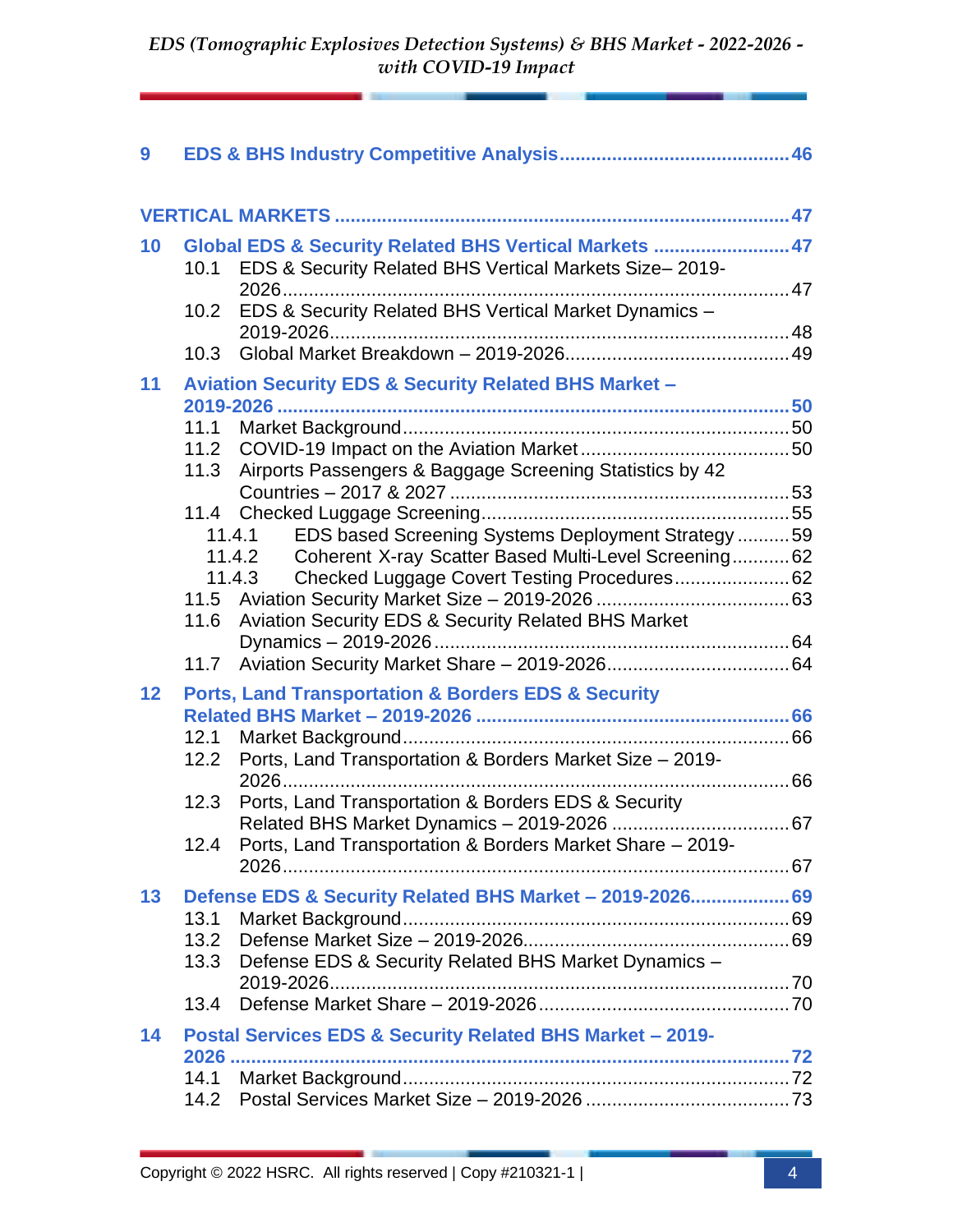**9 EDS & BHS Industry Competitive Analysis........................................46**

**VERTICAL MARKETS.....................................................................................47**

**10 Global EDS & Security Related BHS Vertical Markets ..........................47**

- 10.1 EDS & Security Related BHS Vertical Markets Size– 2019-2026..........47
- 10.2 EDS & Security Related BHS Vertical Market Dynamics – 2019-2026..........48
- 10.3 Global Market Breakdown – 2019-2026..........49

**11 Aviation Security EDS & Security Related BHS Market – 2019-2026..........50**

- 11.1 Market Background..........50
- 11.2 COVID-19 Impact on the Aviation Market..........50
- 11.3 Airports Passengers & Baggage Screening Statistics by 42 Countries – 2017 & 2027..........53
- 11.4 Checked Luggage Screening..........55
  - 11.4.1 EDS based Screening Systems Deployment Strategy..........59
  - 11.4.2 Coherent X-ray Scatter Based Multi-Level Screening..........62
  - 11.4.3 Checked Luggage Covert Testing Procedures..........62
- 11.5 Aviation Security Market Size – 2019-2026..........63
- 11.6 Aviation Security EDS & Security Related BHS Market Dynamics – 2019-2026..........64
- 11.7 Aviation Security Market Share – 2019-2026..........64

**12 Ports, Land Transportation & Borders EDS & Security Related BHS Market – 2019-2026..........66**

- 12.1 Market Background..........66
- 12.2 Ports, Land Transportation & Borders Market Size – 2019-2026..........66
- 12.3 Ports, Land Transportation & Borders EDS & Security Related BHS Market Dynamics – 2019-2026..........67
- 12.4 Ports, Land Transportation & Borders Market Share – 2019-2026..........67

**13 Defense EDS & Security Related BHS Market – 2019-2026..........69**

- 13.1 Market Background..........69
- 13.2 Defense Market Size – 2019-2026..........69
- 13.3 Defense EDS & Security Related BHS Market Dynamics – 2019-2026..........70
- 13.4 Defense Market Share – 2019-2026..........70

**14 Postal Services EDS & Security Related BHS Market – 2019-2026..........72**

- 14.1 Market Background..........72
- 14.2 Postal Services Market Size – 2019-2026..........73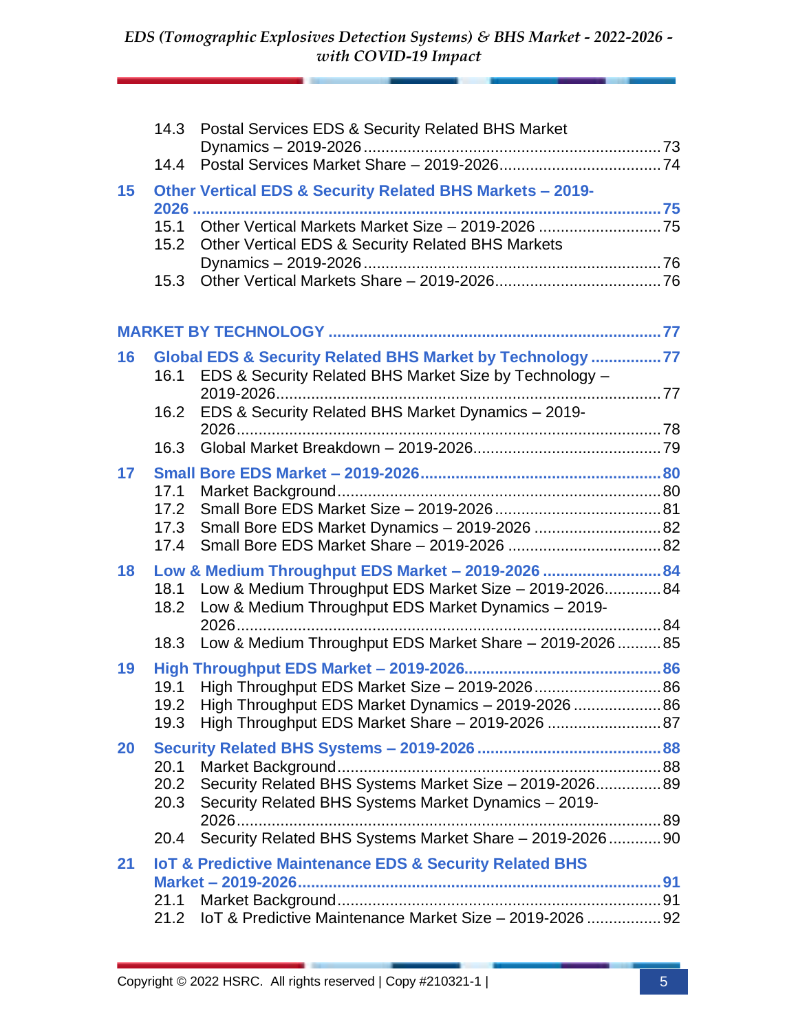14.3 Postal Services EDS & Security Related BHS Market Dynamics – 2019-2026 .......... 73
14.4 Postal Services Market Share – 2019-2026 .......... 74

**15 Other Vertical EDS & Security Related BHS Markets – 2019-2026 .......... 75**

15.1 Other Vertical Markets Market Size – 2019-2026 .......... 75
15.2 Other Vertical EDS & Security Related BHS Markets Dynamics – 2019-2026 .......... 76
15.3 Other Vertical Markets Share – 2019-2026 .......... 76

**MARKET BY TECHNOLOGY .......... 77**

**16 Global EDS & Security Related BHS Market by Technology .......... 77**

16.1 EDS & Security Related BHS Market Size by Technology – 2019-2026 .......... 77
16.2 EDS & Security Related BHS Market Dynamics – 2019-2026 .......... 78
16.3 Global Market Breakdown – 2019-2026 .......... 79

**17 Small Bore EDS Market – 2019-2026 .......... 80**

17.1 Market Background .......... 80
17.2 Small Bore EDS Market Size – 2019-2026 .......... 81
17.3 Small Bore EDS Market Dynamics – 2019-2026 .......... 82
17.4 Small Bore EDS Market Share – 2019-2026 .......... 82

**18 Low & Medium Throughput EDS Market – 2019-2026 .......... 84**

18.1 Low & Medium Throughput EDS Market Size – 2019-2026 .......... 84
18.2 Low & Medium Throughput EDS Market Dynamics – 2019-2026 .......... 84
18.3 Low & Medium Throughput EDS Market Share – 2019-2026 .......... 85

**19 High Throughput EDS Market – 2019-2026 .......... 86**

19.1 High Throughput EDS Market Size – 2019-2026 .......... 86
19.2 High Throughput EDS Market Dynamics – 2019-2026 .......... 86
19.3 High Throughput EDS Market Share – 2019-2026 .......... 87

**20 Security Related BHS Systems – 2019-2026 .......... 88**

20.1 Market Background .......... 88
20.2 Security Related BHS Systems Market Size – 2019-2026 .......... 89
20.3 Security Related BHS Systems Market Dynamics – 2019-2026 .......... 89
20.4 Security Related BHS Systems Market Share – 2019-2026 .......... 90

**21 IoT & Predictive Maintenance EDS & Security Related BHS Market – 2019-2026 .......... 91**

21.1 Market Background .......... 91
21.2 IoT & Predictive Maintenance Market Size – 2019-2026 .......... 92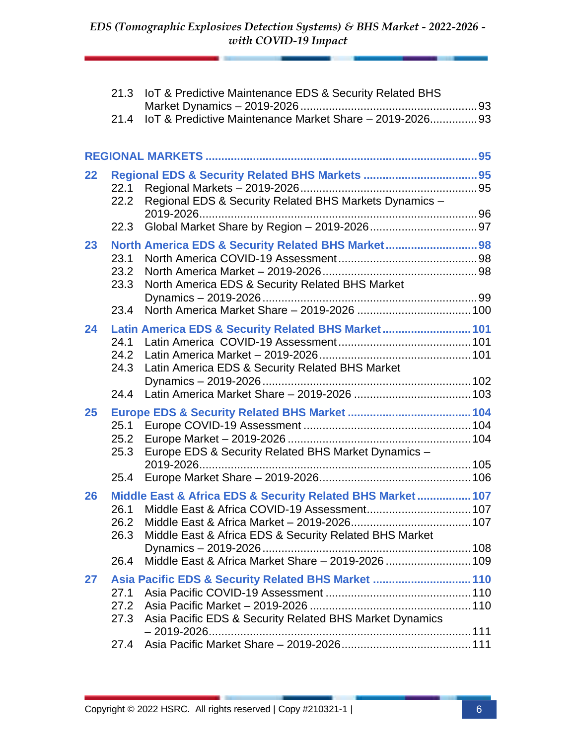21.3 IoT & Predictive Maintenance EDS & Security Related BHS Market Dynamics – 2019-2026 ........ 93
21.4 IoT & Predictive Maintenance Market Share – 2019-2026 ........ 93

**REGIONAL MARKETS ........ 95**

**22 Regional EDS & Security Related BHS Markets ........ 95**
22.1 Regional Markets – 2019-2026 ........ 95
22.2 Regional EDS & Security Related BHS Markets Dynamics – 2019-2026 ........ 96
22.3 Global Market Share by Region – 2019-2026 ........ 97

**23 North America EDS & Security Related BHS Market ........ 98**
23.1 North America COVID-19 Assessment ........ 98
23.2 North America Market – 2019-2026 ........ 98
23.3 North America EDS & Security Related BHS Market Dynamics – 2019-2026 ........ 99
23.4 North America Market Share – 2019-2026 ........ 100

**24 Latin America EDS & Security Related BHS Market ........ 101**
24.1 Latin America COVID-19 Assessment ........ 101
24.2 Latin America Market – 2019-2026 ........ 101
24.3 Latin America EDS & Security Related BHS Market Dynamics – 2019-2026 ........ 102
24.4 Latin America Market Share – 2019-2026 ........ 103

**25 Europe EDS & Security Related BHS Market ........ 104**
25.1 Europe COVID-19 Assessment ........ 104
25.2 Europe Market – 2019-2026 ........ 104
25.3 Europe EDS & Security Related BHS Market Dynamics – 2019-2026 ........ 105
25.4 Europe Market Share – 2019-2026 ........ 106

**26 Middle East & Africa EDS & Security Related BHS Market ........ 107**
26.1 Middle East & Africa COVID-19 Assessment ........ 107
26.2 Middle East & Africa Market – 2019-2026 ........ 107
26.3 Middle East & Africa EDS & Security Related BHS Market Dynamics – 2019-2026 ........ 108
26.4 Middle East & Africa Market Share – 2019-2026 ........ 109

**27 Asia Pacific EDS & Security Related BHS Market ........ 110**
27.1 Asia Pacific COVID-19 Assessment ........ 110
27.2 Asia Pacific Market – 2019-2026 ........ 110
27.3 Asia Pacific EDS & Security Related BHS Market Dynamics – 2019-2026 ........ 111
27.4 Asia Pacific Market Share – 2019-2026 ........ 111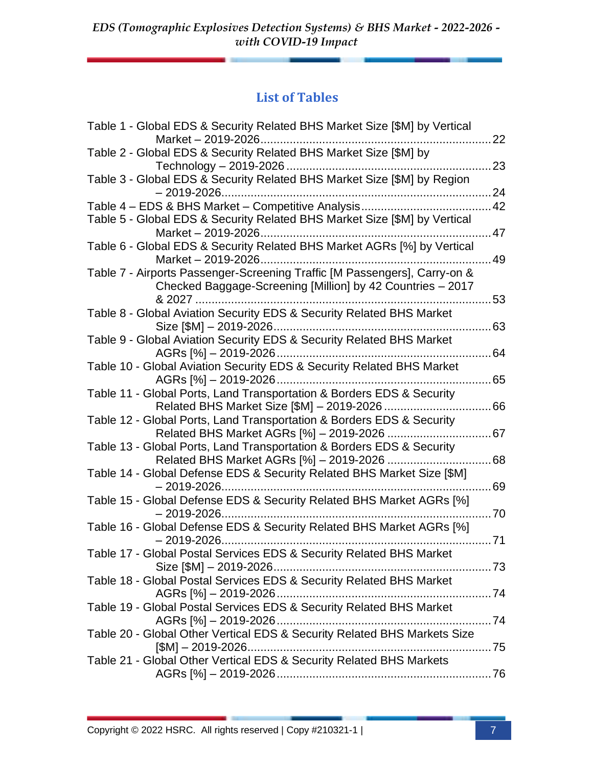## List of Tables

Table 1 - Global EDS & Security Related BHS Market Size [$M] by Vertical Market – 2019-2026 ........ 22

Table 2 - Global EDS & Security Related BHS Market Size [$M] by Technology – 2019-2026 ........ 23

Table 3 - Global EDS & Security Related BHS Market Size [$M] by Region – 2019-2026 ........ 24

Table 4 – EDS & BHS Market – Competitive Analysis ........ 42

Table 5 - Global EDS & Security Related BHS Market Size [$M] by Vertical Market – 2019-2026 ........ 47

Table 6 - Global EDS & Security Related BHS Market AGRs [%] by Vertical Market – 2019-2026 ........ 49

Table 7 - Airports Passenger-Screening Traffic [M Passengers], Carry-on & Checked Baggage-Screening [Million] by 42 Countries – 2017 & 2027 ........ 53

Table 8 - Global Aviation Security EDS & Security Related BHS Market Size [$M] – 2019-2026 ........ 63

Table 9 - Global Aviation Security EDS & Security Related BHS Market AGRs [%] – 2019-2026 ........ 64

Table 10 - Global Aviation Security EDS & Security Related BHS Market AGRs [%] – 2019-2026 ........ 65

Table 11 - Global Ports, Land Transportation & Borders EDS & Security Related BHS Market Size [$M] – 2019-2026 ........ 66

Table 12 - Global Ports, Land Transportation & Borders EDS & Security Related BHS Market AGRs [%] – 2019-2026 ........ 67

Table 13 - Global Ports, Land Transportation & Borders EDS & Security Related BHS Market AGRs [%] – 2019-2026 ........ 68

Table 14 - Global Defense EDS & Security Related BHS Market Size [$M] – 2019-2026 ........ 69

Table 15 - Global Defense EDS & Security Related BHS Market AGRs [%] – 2019-2026 ........ 70

Table 16 - Global Defense EDS & Security Related BHS Market AGRs [%] – 2019-2026 ........ 71

Table 17 - Global Postal Services EDS & Security Related BHS Market Size [$M] – 2019-2026 ........ 73

Table 18 - Global Postal Services EDS & Security Related BHS Market AGRs [%] – 2019-2026 ........ 74

Table 19 - Global Postal Services EDS & Security Related BHS Market AGRs [%] – 2019-2026 ........ 74

Table 20 - Global Other Vertical EDS & Security Related BHS Markets Size [$M] – 2019-2026 ........ 75

Table 21 - Global Other Vertical EDS & Security Related BHS Markets AGRs [%] – 2019-2026 ........ 76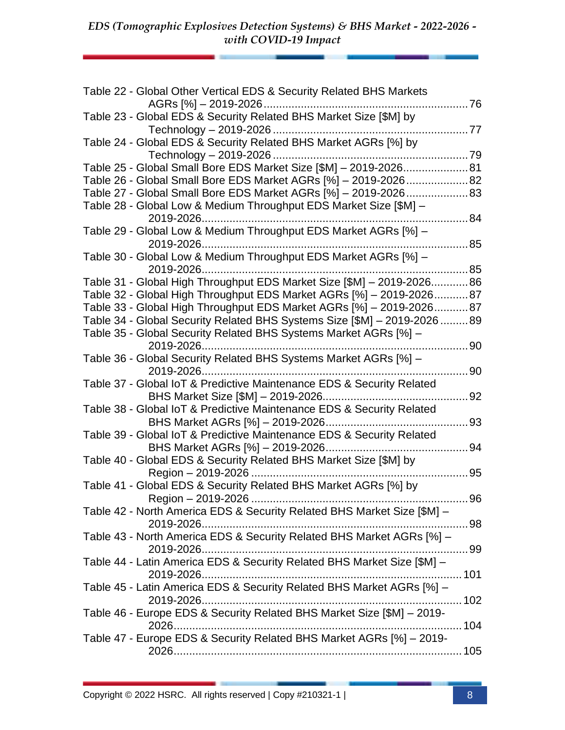Table 22 - Global Other Vertical EDS & Security Related BHS Markets AGRs [%] – 2019-2026 ..... 76

Table 23 - Global EDS & Security Related BHS Market Size [$M] by Technology – 2019-2026 ..... 77

Table 24 - Global EDS & Security Related BHS Market AGRs [%] by Technology – 2019-2026 ..... 79

Table 25 - Global Small Bore EDS Market Size [$M] – 2019-2026 ..... 81

Table 26 - Global Small Bore EDS Market AGRs [%] – 2019-2026 ..... 82

Table 27 - Global Small Bore EDS Market AGRs [%] – 2019-2026 ..... 83

Table 28 - Global Low & Medium Throughput EDS Market Size [$M] – 2019-2026 ..... 84

Table 29 - Global Low & Medium Throughput EDS Market AGRs [%] – 2019-2026 ..... 85

Table 30 - Global Low & Medium Throughput EDS Market AGRs [%] – 2019-2026 ..... 85

Table 31 - Global High Throughput EDS Market Size [$M] – 2019-2026 ..... 86

Table 32 - Global High Throughput EDS Market AGRs [%] – 2019-2026 ..... 87

Table 33 - Global High Throughput EDS Market AGRs [%] – 2019-2026 ..... 87

Table 34 - Global Security Related BHS Systems Size [$M] – 2019-2026 ..... 89

Table 35 - Global Security Related BHS Systems Market AGRs [%] – 2019-2026 ..... 90

Table 36 - Global Security Related BHS Systems Market AGRs [%] – 2019-2026 ..... 90

Table 37 - Global IoT & Predictive Maintenance EDS & Security Related BHS Market Size [$M] – 2019-2026 ..... 92

Table 38 - Global IoT & Predictive Maintenance EDS & Security Related BHS Market AGRs [%] – 2019-2026 ..... 93

Table 39 - Global IoT & Predictive Maintenance EDS & Security Related BHS Market AGRs [%] – 2019-2026 ..... 94

Table 40 - Global EDS & Security Related BHS Market Size [$M] by Region – 2019-2026 ..... 95

Table 41 - Global EDS & Security Related BHS Market AGRs [%] by Region – 2019-2026 ..... 96

Table 42 - North America EDS & Security Related BHS Market Size [$M] – 2019-2026 ..... 98

Table 43 - North America EDS & Security Related BHS Market AGRs [%] – 2019-2026 ..... 99

Table 44 - Latin America EDS & Security Related BHS Market Size [$M] – 2019-2026 ..... 101

Table 45 - Latin America EDS & Security Related BHS Market AGRs [%] – 2019-2026 ..... 102

Table 46 - Europe EDS & Security Related BHS Market Size [$M] – 2019-2026 ..... 104

Table 47 - Europe EDS & Security Related BHS Market AGRs [%] – 2019-2026 ..... 105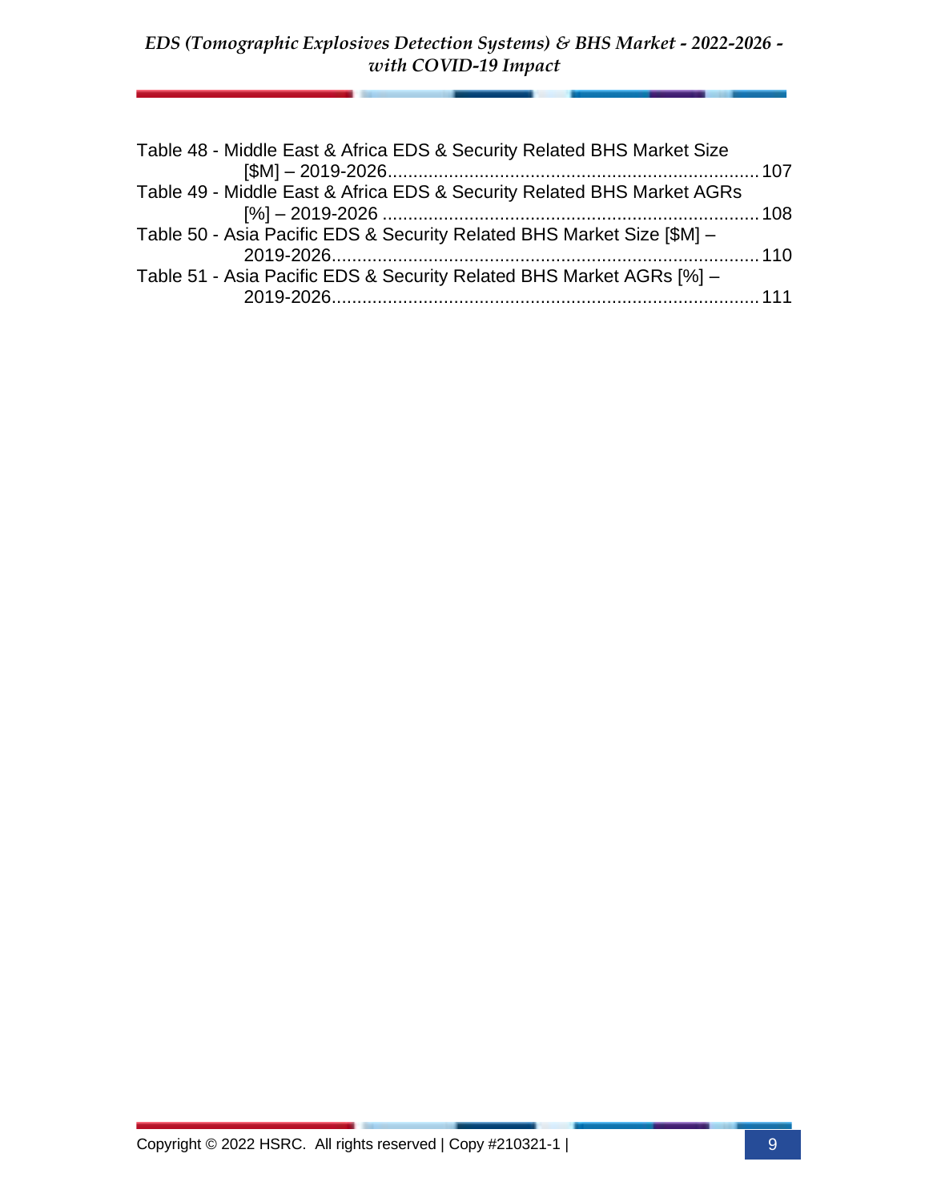Table 48 - Middle East & Africa EDS & Security Related BHS Market Size [$M] – 2019-2026 ........ 107

Table 49 - Middle East & Africa EDS & Security Related BHS Market AGRs [%] – 2019-2026 ........ 108

Table 50 - Asia Pacific EDS & Security Related BHS Market Size [$M] – 2019-2026 ........ 110

Table 51 - Asia Pacific EDS & Security Related BHS Market AGRs [%] – 2019-2026 ........ 111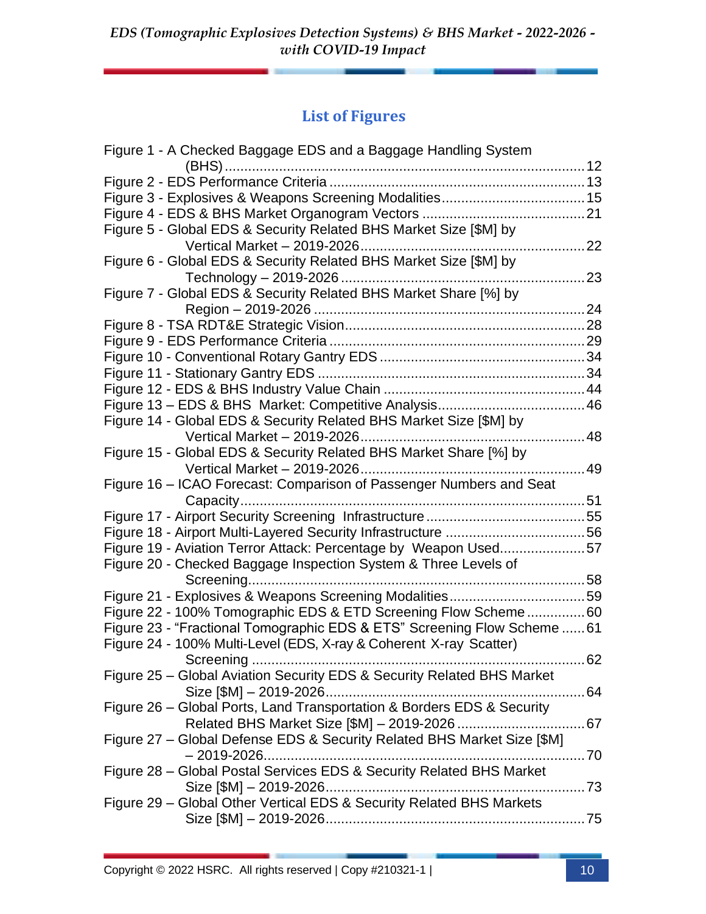## List of Figures

Figure 1 - A Checked Baggage EDS and a Baggage Handling System (BHS) ... 12
Figure 2 - EDS Performance Criteria ... 13
Figure 3 - Explosives & Weapons Screening Modalities ... 15
Figure 4 - EDS & BHS Market Organogram Vectors ... 21
Figure 5 - Global EDS & Security Related BHS Market Size [$M] by Vertical Market – 2019-2026 ... 22
Figure 6 - Global EDS & Security Related BHS Market Size [$M] by Technology – 2019-2026 ... 23
Figure 7 - Global EDS & Security Related BHS Market Share [%] by Region – 2019-2026 ... 24
Figure 8 - TSA RDT&E Strategic Vision ... 28
Figure 9 - EDS Performance Criteria ... 29
Figure 10 - Conventional Rotary Gantry EDS ... 34
Figure 11 - Stationary Gantry EDS ... 34
Figure 12 - EDS & BHS Industry Value Chain ... 44
Figure 13 – EDS & BHS Market: Competitive Analysis ... 46
Figure 14 - Global EDS & Security Related BHS Market Size [$M] by Vertical Market – 2019-2026 ... 48
Figure 15 - Global EDS & Security Related BHS Market Share [%] by Vertical Market – 2019-2026 ... 49
Figure 16 – ICAO Forecast: Comparison of Passenger Numbers and Seat Capacity ... 51
Figure 17 - Airport Security Screening Infrastructure ... 55
Figure 18 - Airport Multi-Layered Security Infrastructure ... 56
Figure 19 - Aviation Terror Attack: Percentage by Weapon Used ... 57
Figure 20 - Checked Baggage Inspection System & Three Levels of Screening ... 58
Figure 21 - Explosives & Weapons Screening Modalities ... 59
Figure 22 - 100% Tomographic EDS & ETD Screening Flow Scheme ... 60
Figure 23 - "Fractional Tomographic EDS & ETS" Screening Flow Scheme ... 61
Figure 24 - 100% Multi-Level (EDS, X-ray & Coherent X-ray Scatter) Screening ... 62
Figure 25 – Global Aviation Security EDS & Security Related BHS Market Size [$M] – 2019-2026 ... 64
Figure 26 – Global Ports, Land Transportation & Borders EDS & Security Related BHS Market Size [$M] – 2019-2026 ... 67
Figure 27 – Global Defense EDS & Security Related BHS Market Size [$M] – 2019-2026 ... 70
Figure 28 – Global Postal Services EDS & Security Related BHS Market Size [$M] – 2019-2026 ... 73
Figure 29 – Global Other Vertical EDS & Security Related BHS Markets Size [$M] – 2019-2026 ... 75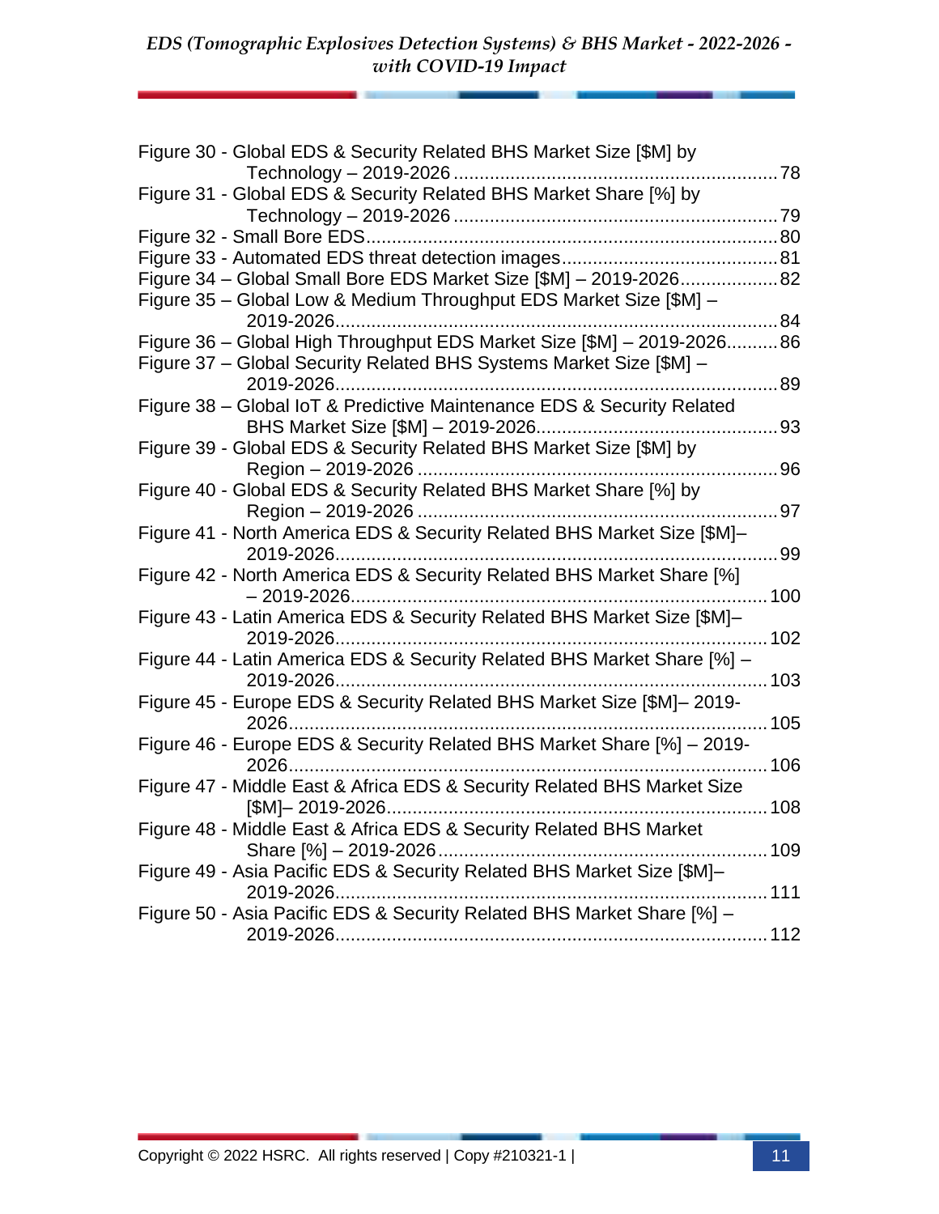Figure 30 - Global EDS & Security Related BHS Market Size [$M] by Technology – 2019-2026 ... 78
Figure 31 - Global EDS & Security Related BHS Market Share [%] by Technology – 2019-2026 ... 79
Figure 32 - Small Bore EDS ... 80
Figure 33 - Automated EDS threat detection images ... 81
Figure 34 – Global Small Bore EDS Market Size [$M] – 2019-2026 ... 82
Figure 35 – Global Low & Medium Throughput EDS Market Size [$M] – 2019-2026 ... 84
Figure 36 – Global High Throughput EDS Market Size [$M] – 2019-2026 ... 86
Figure 37 – Global Security Related BHS Systems Market Size [$M] – 2019-2026 ... 89
Figure 38 – Global IoT & Predictive Maintenance EDS & Security Related BHS Market Size [$M] – 2019-2026 ... 93
Figure 39 - Global EDS & Security Related BHS Market Size [$M] by Region – 2019-2026 ... 96
Figure 40 - Global EDS & Security Related BHS Market Share [%] by Region – 2019-2026 ... 97
Figure 41 - North America EDS & Security Related BHS Market Size [$M]– 2019-2026 ... 99
Figure 42 - North America EDS & Security Related BHS Market Share [%] – 2019-2026 ... 100
Figure 43 - Latin America EDS & Security Related BHS Market Size [$M]– 2019-2026 ... 102
Figure 44 - Latin America EDS & Security Related BHS Market Share [%] – 2019-2026 ... 103
Figure 45 - Europe EDS & Security Related BHS Market Size [$M]– 2019-2026 ... 105
Figure 46 - Europe EDS & Security Related BHS Market Share [%] – 2019-2026 ... 106
Figure 47 - Middle East & Africa EDS & Security Related BHS Market Size [$M]– 2019-2026 ... 108
Figure 48 - Middle East & Africa EDS & Security Related BHS Market Share [%] – 2019-2026 ... 109
Figure 49 - Asia Pacific EDS & Security Related BHS Market Size [$M]– 2019-2026 ... 111
Figure 50 - Asia Pacific EDS & Security Related BHS Market Share [%] – 2019-2026 ... 112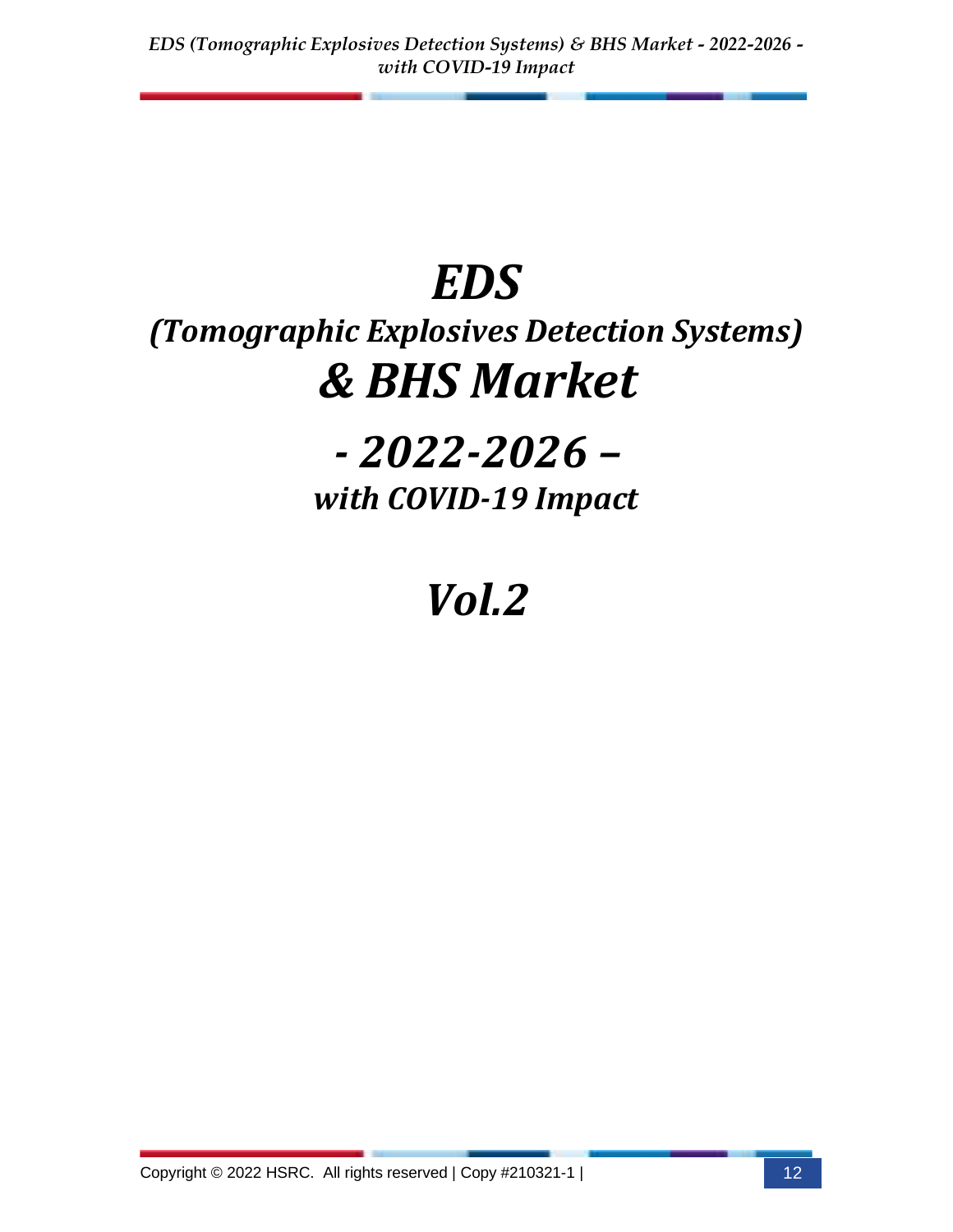# *EDS*

## *(Tomographic Explosives Detection Systems)*

# *& BHS Market*

## *- 2022-2026 –*

### *with COVID-19 Impact*

# *Vol.2*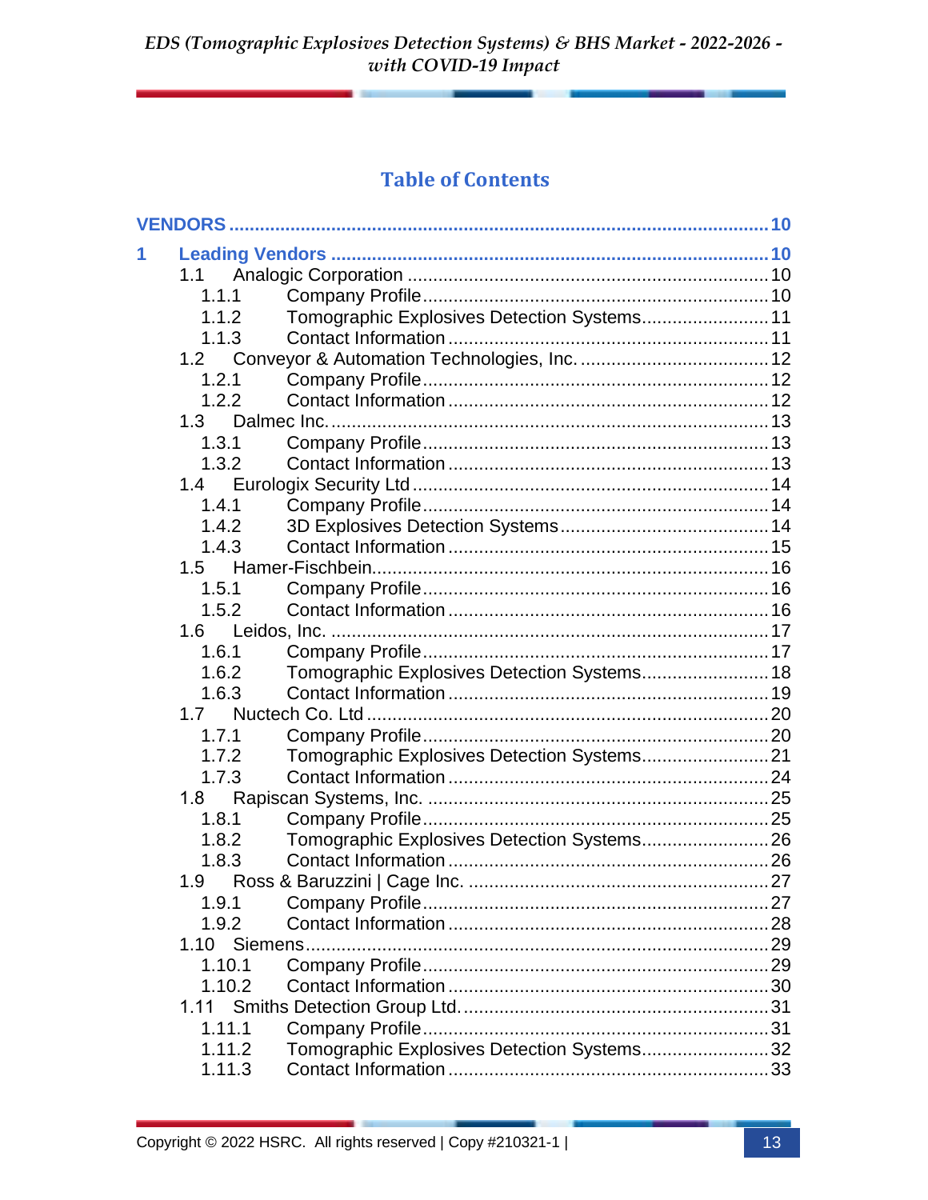## Table of Contents

**VENDORS** ........................................................................................ 10

**1 Leading Vendors** .................................................................................. 10

- 1.1 Analogic Corporation ........................................................................ 10
  - 1.1.1 Company Profile ........................................................................ 10
  - 1.1.2 Tomographic Explosives Detection Systems ................................ 11
  - 1.1.3 Contact Information .................................................................. 11
- 1.2 Conveyor & Automation Technologies, Inc. ........................................ 12
  - 1.2.1 Company Profile ........................................................................ 12
  - 1.2.2 Contact Information .................................................................. 12
- 1.3 Dalmec Inc. ...................................................................................... 13
  - 1.3.1 Company Profile ........................................................................ 13
  - 1.3.2 Contact Information .................................................................. 13
- 1.4 Eurologix Security Ltd ...................................................................... 14
  - 1.4.1 Company Profile ........................................................................ 14
  - 1.4.2 3D Explosives Detection Systems .............................................. 14
  - 1.4.3 Contact Information .................................................................. 15
- 1.5 Hamer-Fischbein ............................................................................... 16
  - 1.5.1 Company Profile ........................................................................ 16
  - 1.5.2 Contact Information .................................................................. 16
- 1.6 Leidos, Inc. ...................................................................................... 17
  - 1.6.1 Company Profile ........................................................................ 17
  - 1.6.2 Tomographic Explosives Detection Systems ................................ 18
  - 1.6.3 Contact Information .................................................................. 19
- 1.7 Nuctech Co. Ltd ................................................................................ 20
  - 1.7.1 Company Profile ........................................................................ 20
  - 1.7.2 Tomographic Explosives Detection Systems ................................ 21
  - 1.7.3 Contact Information .................................................................. 24
- 1.8 Rapiscan Systems, Inc. ..................................................................... 25
  - 1.8.1 Company Profile ........................................................................ 25
  - 1.8.2 Tomographic Explosives Detection Systems ................................ 26
  - 1.8.3 Contact Information .................................................................. 26
- 1.9 Ross & Baruzzini | Cage Inc. ............................................................. 27
  - 1.9.1 Company Profile ........................................................................ 27
  - 1.9.2 Contact Information .................................................................. 28
- 1.10 Siemens ......................................................................................... 29
  - 1.10.1 Company Profile ...................................................................... 29
  - 1.10.2 Contact Information ................................................................ 30
- 1.11 Smiths Detection Group Ltd. ........................................................... 31
  - 1.11.1 Company Profile ...................................................................... 31
  - 1.11.2 Tomographic Explosives Detection Systems .............................. 32
  - 1.11.3 Contact Information ................................................................ 33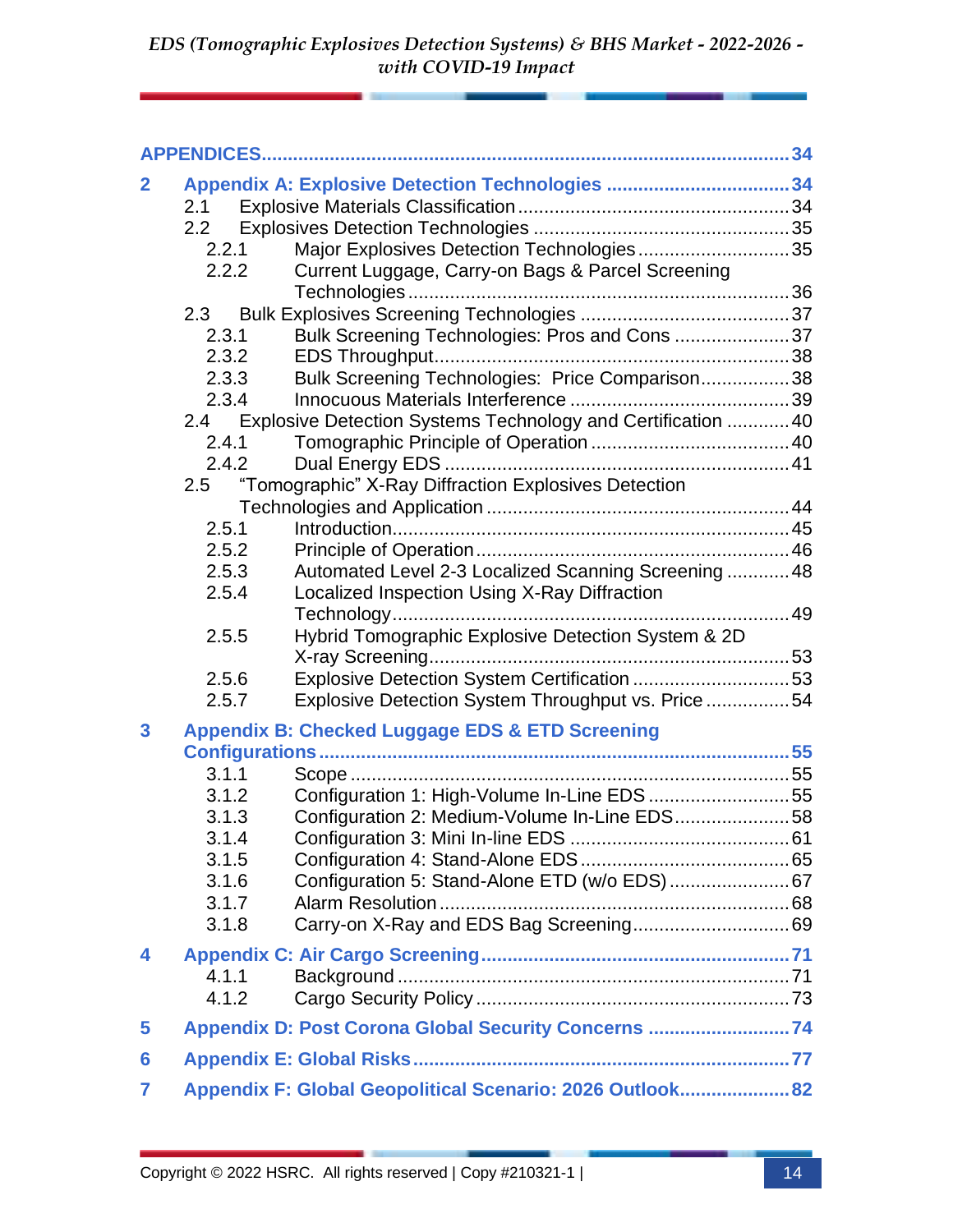**APPENDICES** ..... 34

**2 Appendix A: Explosive Detection Technologies** ..... 34
- 2.1 Explosive Materials Classification ..... 34
- 2.2 Explosives Detection Technologies ..... 35
  - 2.2.1 Major Explosives Detection Technologies ..... 35
  - 2.2.2 Current Luggage, Carry-on Bags & Parcel Screening Technologies ..... 36
- 2.3 Bulk Explosives Screening Technologies ..... 37
  - 2.3.1 Bulk Screening Technologies: Pros and Cons ..... 37
  - 2.3.2 EDS Throughput ..... 38
  - 2.3.3 Bulk Screening Technologies: Price Comparison ..... 38
  - 2.3.4 Innocuous Materials Interference ..... 39
- 2.4 Explosive Detection Systems Technology and Certification ..... 40
  - 2.4.1 Tomographic Principle of Operation ..... 40
  - 2.4.2 Dual Energy EDS ..... 41
- 2.5 "Tomographic" X-Ray Diffraction Explosives Detection Technologies and Application ..... 44
  - 2.5.1 Introduction ..... 45
  - 2.5.2 Principle of Operation ..... 46
  - 2.5.3 Automated Level 2-3 Localized Scanning Screening ..... 48
  - 2.5.4 Localized Inspection Using X-Ray Diffraction Technology ..... 49
  - 2.5.5 Hybrid Tomographic Explosive Detection System & 2D X-ray Screening ..... 53
  - 2.5.6 Explosive Detection System Certification ..... 53
  - 2.5.7 Explosive Detection System Throughput vs. Price ..... 54

**3 Appendix B: Checked Luggage EDS & ETD Screening Configurations** ..... 55
- 3.1.1 Scope ..... 55
- 3.1.2 Configuration 1: High-Volume In-Line EDS ..... 55
- 3.1.3 Configuration 2: Medium-Volume In-Line EDS ..... 58
- 3.1.4 Configuration 3: Mini In-line EDS ..... 61
- 3.1.5 Configuration 4: Stand-Alone EDS ..... 65
- 3.1.6 Configuration 5: Stand-Alone ETD (w/o EDS) ..... 67
- 3.1.7 Alarm Resolution ..... 68
- 3.1.8 Carry-on X-Ray and EDS Bag Screening ..... 69

**4 Appendix C: Air Cargo Screening** ..... 71
- 4.1.1 Background ..... 71
- 4.1.2 Cargo Security Policy ..... 73

**5 Appendix D: Post Corona Global Security Concerns** ..... 74

**6 Appendix E: Global Risks** ..... 77

**7 Appendix F: Global Geopolitical Scenario: 2026 Outlook** ..... 82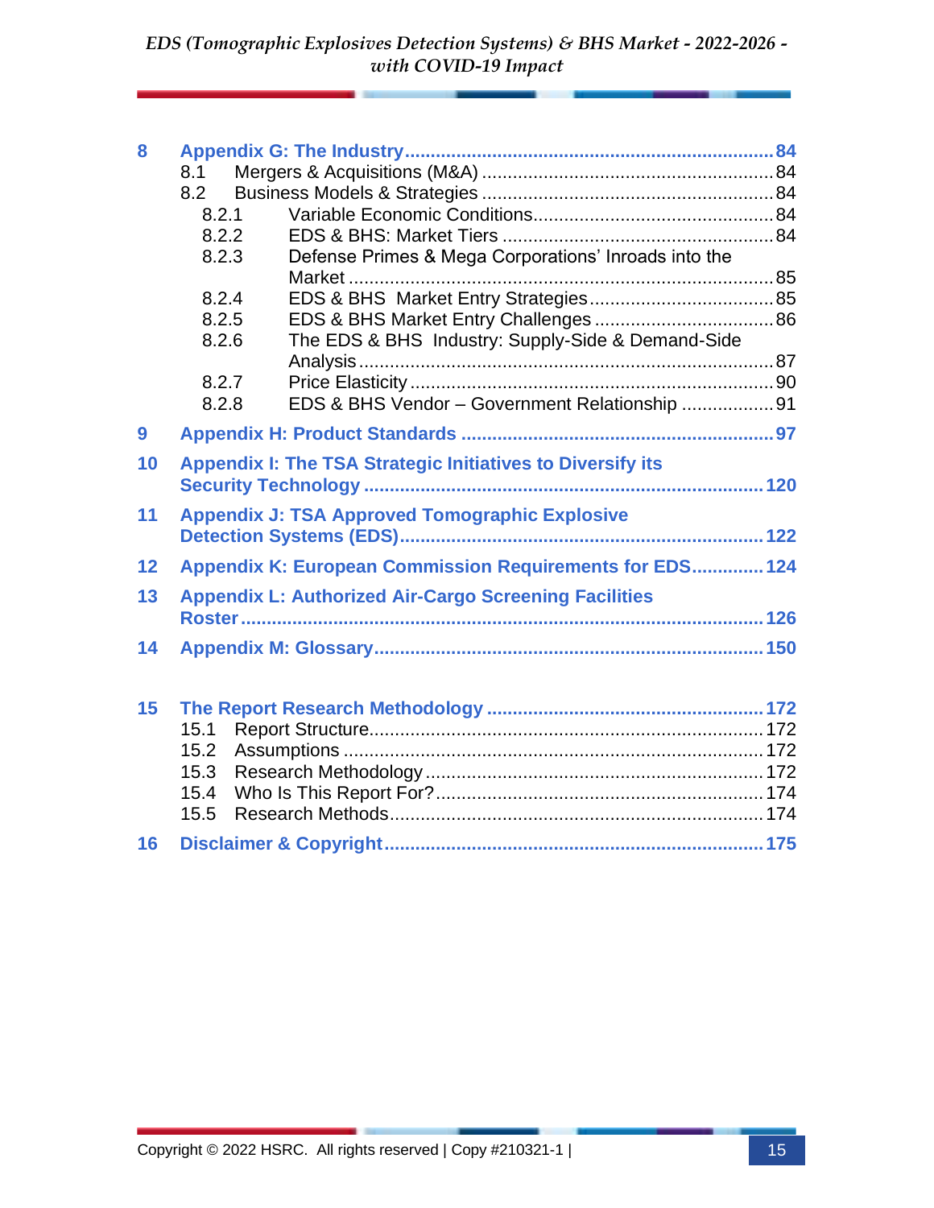**8 Appendix G: The Industry ........ 84**

- 8.1 Mergers & Acquisitions (M&A) ........ 84
- 8.2 Business Models & Strategies ........ 84
  - 8.2.1 Variable Economic Conditions ........ 84
  - 8.2.2 EDS & BHS: Market Tiers ........ 84
  - 8.2.3 Defense Primes & Mega Corporations' Inroads into the Market ........ 85
  - 8.2.4 EDS & BHS Market Entry Strategies ........ 85
  - 8.2.5 EDS & BHS Market Entry Challenges ........ 86
  - 8.2.6 The EDS & BHS Industry: Supply-Side & Demand-Side Analysis ........ 87
  - 8.2.7 Price Elasticity ........ 90
  - 8.2.8 EDS & BHS Vendor – Government Relationship ........ 91

**9 Appendix H: Product Standards ........ 97**

**10 Appendix I: The TSA Strategic Initiatives to Diversify its Security Technology ........ 120**

**11 Appendix J: TSA Approved Tomographic Explosive Detection Systems (EDS) ........ 122**

**12 Appendix K: European Commission Requirements for EDS ........ 124**

**13 Appendix L: Authorized Air-Cargo Screening Facilities Roster ........ 126**

**14 Appendix M: Glossary ........ 150**

**15 The Report Research Methodology ........ 172**

- 15.1 Report Structure ........ 172
- 15.2 Assumptions ........ 172
- 15.3 Research Methodology ........ 172
- 15.4 Who Is This Report For? ........ 174
- 15.5 Research Methods ........ 174

**16 Disclaimer & Copyright ........ 175**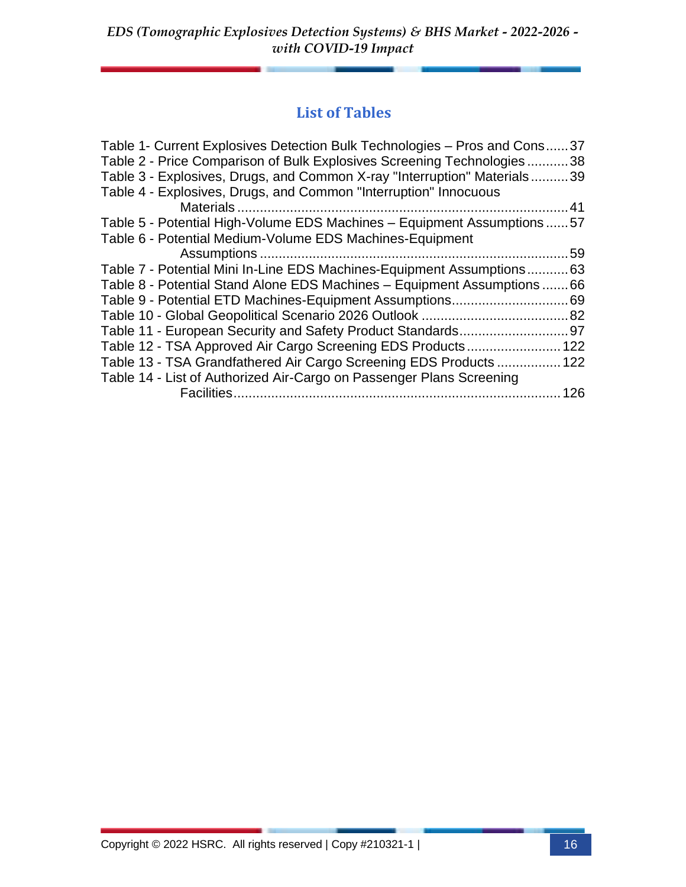## List of Tables

Table 1- Current Explosives Detection Bulk Technologies – Pros and Cons ...... 37
Table 2 - Price Comparison of Bulk Explosives Screening Technologies ........... 38
Table 3 - Explosives, Drugs, and Common X-ray "Interruption" Materials .......... 39
Table 4 - Explosives, Drugs, and Common "Interruption" Innocuous Materials ........ 41
Table 5 - Potential High-Volume EDS Machines – Equipment Assumptions ...... 57
Table 6 - Potential Medium-Volume EDS Machines-Equipment Assumptions ........ 59
Table 7 - Potential Mini In-Line EDS Machines-Equipment Assumptions ........... 63
Table 8 - Potential Stand Alone EDS Machines – Equipment Assumptions ....... 66
Table 9 - Potential ETD Machines-Equipment Assumptions ............................... 69
Table 10 - Global Geopolitical Scenario 2026 Outlook ....................................... 82
Table 11 - European Security and Safety Product Standards ............................. 97
Table 12 - TSA Approved Air Cargo Screening EDS Products ......................... 122
Table 13 - TSA Grandfathered Air Cargo Screening EDS Products ................. 122
Table 14 - List of Authorized Air-Cargo on Passenger Plans Screening Facilities ........ 126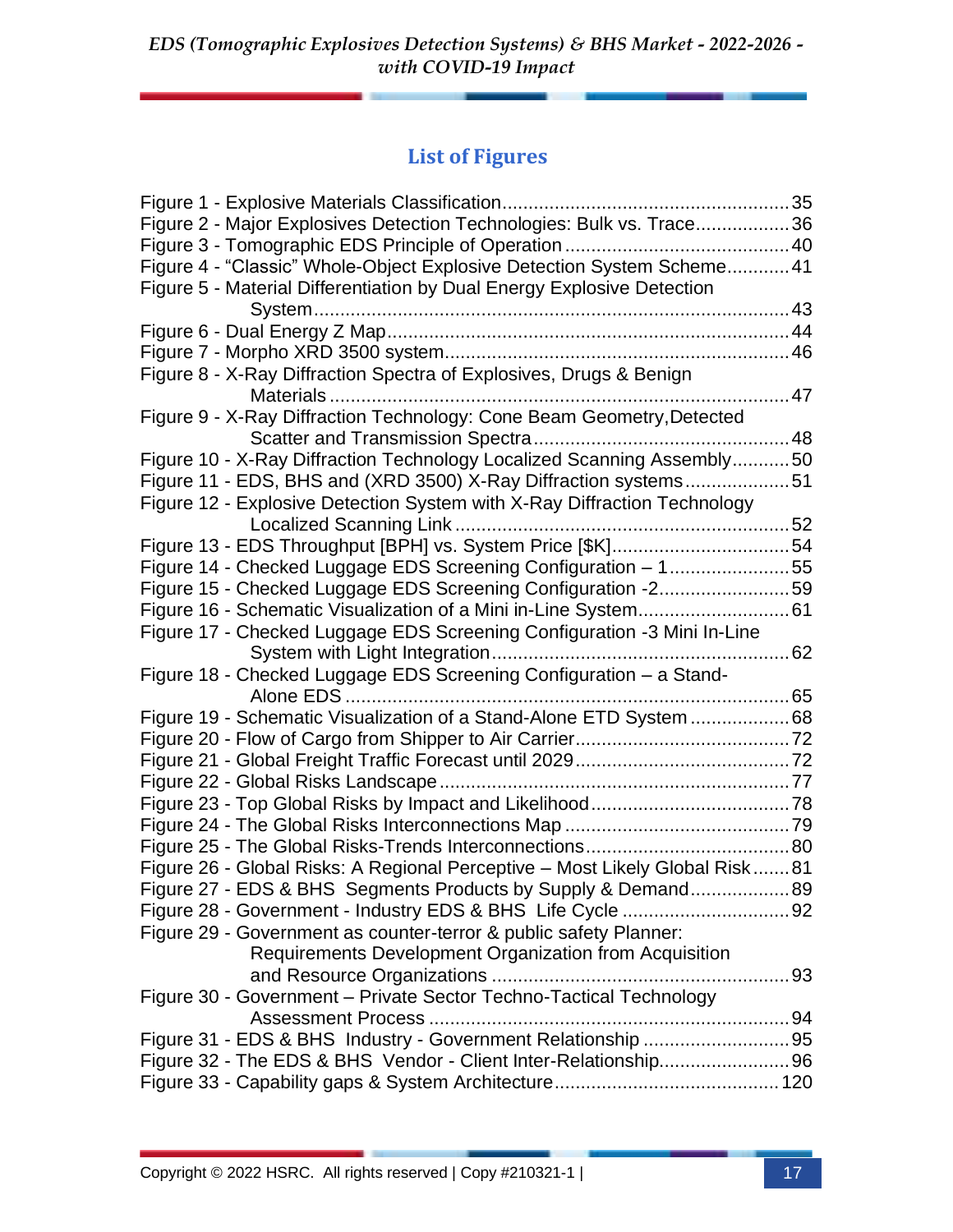## List of Figures

Figure 1 - Explosive Materials Classification....................................................35
Figure 2 - Major Explosives Detection Technologies: Bulk vs. Trace..................36
Figure 3 - Tomographic EDS Principle of Operation...........................................40
Figure 4 - “Classic” Whole-Object Explosive Detection System Scheme............41
Figure 5 - Material Differentiation by Dual Energy Explosive Detection System..........................................................................................43
Figure 6 - Dual Energy Z Map............................................................................44
Figure 7 - Morpho XRD 3500 system.................................................................46
Figure 8 - X-Ray Diffraction Spectra of Explosives, Drugs & Benign Materials.....................................................................................47
Figure 9 - X-Ray Diffraction Technology: Cone Beam Geometry,Detected Scatter and Transmission Spectra.................................................48
Figure 10 - X-Ray Diffraction Technology Localized Scanning Assembly...........50
Figure 11 - EDS, BHS and (XRD 3500) X-Ray Diffraction systems....................51
Figure 12 - Explosive Detection System with X-Ray Diffraction Technology Localized Scanning Link ................................................................52
Figure 13 - EDS Throughput [BPH] vs. System Price [$K]..................................54
Figure 14 - Checked Luggage EDS Screening Configuration – 1.......................55
Figure 15 - Checked Luggage EDS Screening Configuration -2.........................59
Figure 16 - Schematic Visualization of a Mini in-Line System.............................61
Figure 17 - Checked Luggage EDS Screening Configuration -3 Mini In-Line System with Light Integration........................................................62
Figure 18 - Checked Luggage EDS Screening Configuration – a Stand-Alone EDS .....................................................................................65
Figure 19 - Schematic Visualization of a Stand-Alone ETD System ...................68
Figure 20 - Flow of Cargo from Shipper to Air Carrier.........................................72
Figure 21 - Global Freight Traffic Forecast until 2029.........................................72
Figure 22 - Global Risks Landscape...................................................................77
Figure 23 - Top Global Risks by Impact and Likelihood......................................78
Figure 24 - The Global Risks Interconnections Map ...........................................79
Figure 25 - The Global Risks-Trends Interconnections.......................................80
Figure 26 - Global Risks: A Regional Perceptive – Most Likely Global Risk.......81
Figure 27 - EDS & BHS Segments Products by Supply & Demand...................89
Figure 28 - Government - Industry EDS & BHS Life Cycle ................................92
Figure 29 - Government as counter-terror & public safety Planner: Requirements Development Organization from Acquisition and Resource Organizations ........................................................93
Figure 30 - Government – Private Sector Techno-Tactical Technology Assessment Process .....................................................................94
Figure 31 - EDS & BHS Industry - Government Relationship ............................95
Figure 32 - The EDS & BHS Vendor - Client Inter-Relationship.........................96
Figure 33 - Capability gaps & System Architecture...........................................120